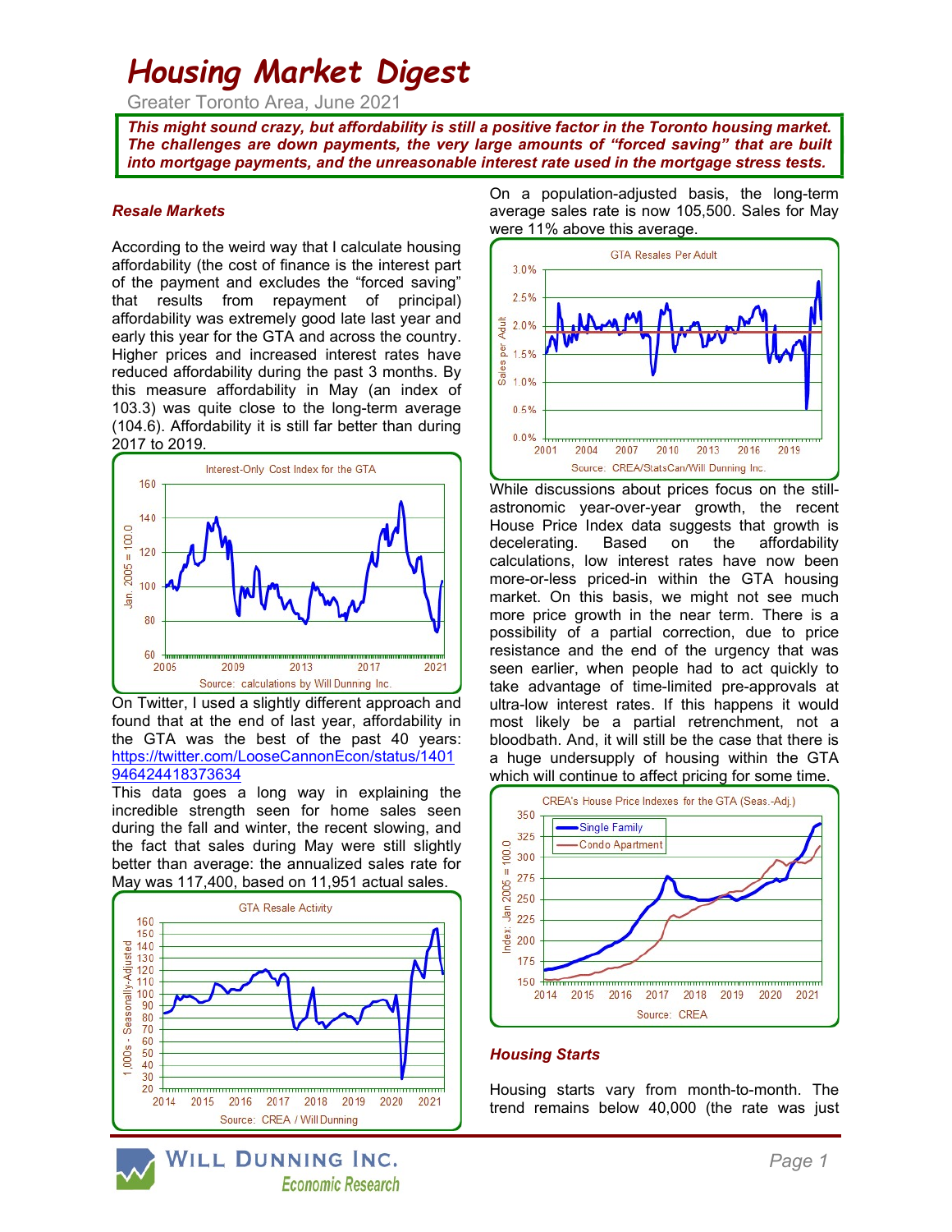# Housing Market Digest

Greater Toronto Area, June 2021

***This might sound crazy, but affordability is still a positive factor in the Toronto housing market. The challenges are down payments, the very large amounts of "forced saving" that are built into mortgage payments, and the unreasonable interest rate used in the mortgage stress tests.***

### *Resale Markets*

According to the weird way that I calculate housing affordability (the cost of finance is the interest part of the payment and excludes the "forced saving" that results from repayment of principal) affordability was extremely good late last year and early this year for the GTA and across the country. Higher prices and increased interest rates have reduced affordability during the past 3 months. By this measure affordability in May (an index of 103.3) was quite close to the long-term average (104.6). Affordability it is still far better than during 2017 to 2019.

Interest-Only Cost Index for the GTA

Source: calculations by Will Dunning Inc.

On Twitter, I used a slightly different approach and found that at the end of last year, affordability in the GTA was the best of the past 40 years: https://twitter.com/LooseCannonEcon/status/1401946424418373634

This data goes a long way in explaining the incredible strength seen for home sales seen during the fall and winter, the recent slowing, and the fact that sales during May were still slightly better than average: the annualized sales rate for May was 117,400, based on 11,951 actual sales.

GTA Resale Activity

Source: CREA / Will Dunning

On a population-adjusted basis, the long-term average sales rate is now 105,500. Sales for May were 11% above this average.

GTA Resales Per Adult

Source: CREA/StatsCan/Will Dunning Inc.

While discussions about prices focus on the still-astronomic year-over-year growth, the recent House Price Index data suggests that growth is decelerating. Based on the affordability calculations, low interest rates have now been more-or-less priced-in within the GTA housing market. On this basis, we might not see much more price growth in the near term. There is a possibility of a partial correction, due to price resistance and the end of the urgency that was seen earlier, when people had to act quickly to take advantage of time-limited pre-approvals at ultra-low interest rates. If this happens it would most likely be a partial retrenchment, not a bloodbath. And, it will still be the case that there is a huge undersupply of housing within the GTA which will continue to affect pricing for some time.

CREA's House Price Indexes for the GTA (Seas.-Adj.)

Source: CREA

### *Housing Starts*

Housing starts vary from month-to-month. The trend remains below 40,000 (the rate was just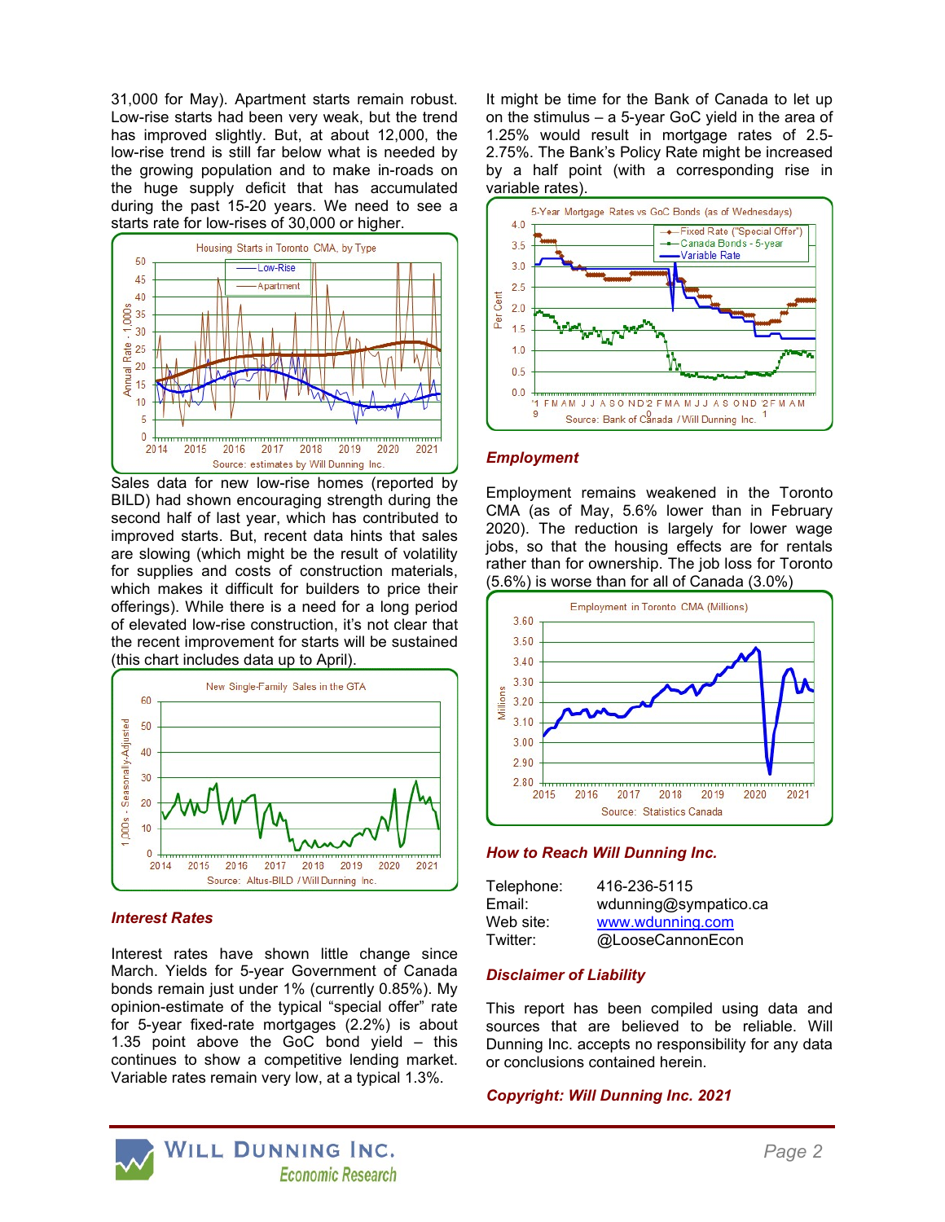31,000 for May). Apartment starts remain robust. Low-rise starts had been very weak, but the trend has improved slightly. But, at about 12,000, the low-rise trend is still far below what is needed by the growing population and to make in-roads on the huge supply deficit that has accumulated during the past 15-20 years. We need to see a starts rate for low-rises of 30,000 or higher.

Housing Starts in Toronto CMA, by Type

Low-Rise
Apartment

Annual Rate - 1,000s

50
45
40
35
30
25
20
15
10
5
0

2014 2015 2016 2017 2018 2019 2020 2021

Source: estimates by Will Dunning Inc.

Sales data for new low-rise homes (reported by BILD) had shown encouraging strength during the second half of last year, which has contributed to improved starts. But, recent data hints that sales are slowing (which might be the result of volatility for supplies and costs of construction materials, which makes it difficult for builders to price their offerings). While there is a need for a long period of elevated low-rise construction, it's not clear that the recent improvement for starts will be sustained (this chart includes data up to April).

New Single-Family Sales in the GTA

1,000s - Seasonally-Adjusted

60
50
40
30
20
10
0

2014 2015 2016 2017 2018 2019 2020 2021

Source: Altus-BILD / Will Dunning Inc.

### *Interest Rates*

Interest rates have shown little change since March. Yields for 5-year Government of Canada bonds remain just under 1% (currently 0.85%). My opinion-estimate of the typical "special offer" rate for 5-year fixed-rate mortgages (2.2%) is about 1.35 point above the GoC bond yield – this continues to show a competitive lending market. Variable rates remain very low, at a typical 1.3%.

It might be time for the Bank of Canada to let up on the stimulus – a 5-year GoC yield in the area of 1.25% would result in mortgage rates of 2.5-2.75%. The Bank's Policy Rate might be increased by a half point (with a corresponding rise in variable rates).

5-Year Mortgage Rates vs GoC Bonds (as of Wednesdays)

Fixed Rate ("Special Offer")
Canada Bonds - 5-year
Variable Rate

Per Cent

4.0
3.5
3.0
2.5
2.0
1.5
1.0
0.5
0.0

'19 F M A M J J A S O N D '20 F M A M J J A S O N D '21 F M A M

Source: Bank of Canada / Will Dunning Inc.

### *Employment*

Employment remains weakened in the Toronto CMA (as of May, 5.6% lower than in February 2020). The reduction is largely for lower wage jobs, so that the housing effects are for rentals rather than for ownership. The job loss for Toronto (5.6%) is worse than for all of Canada (3.0%)

Employment in Toronto CMA (Millions)

Millions

3.60
3.50
3.40
3.30
3.20
3.10
3.00
2.90
2.80

2015 2016 2017 2018 2019 2020 2021

Source: Statistics Canada

### *How to Reach Will Dunning Inc.*

| | |
|---|---|
| Telephone: | 416-236-5115 |
| Email: | wdunning@sympatico.ca |
| Web site: | www.wdunning.com |
| Twitter: | @LooseCannonEcon |

### *Disclaimer of Liability*

This report has been compiled using data and sources that are believed to be reliable. Will Dunning Inc. accepts no responsibility for any data or conclusions contained herein.

***Copyright: Will Dunning Inc. 2021***